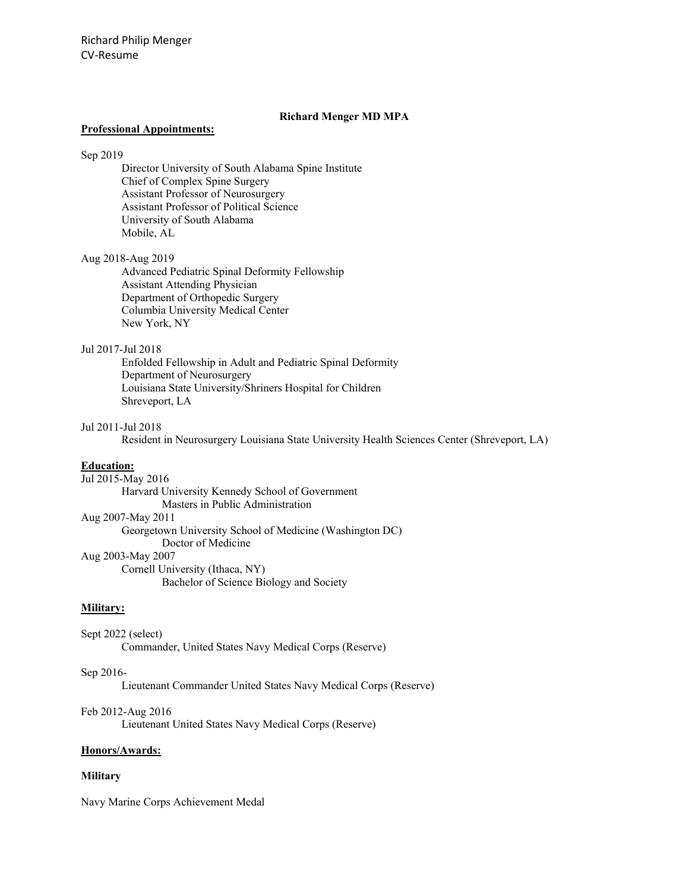Richard Philip Menger
CV-Resume

# Richard Menger MD MPA

## Professional Appointments:

Sep 2019

Director University of South Alabama Spine Institute
Chief of Complex Spine Surgery
Assistant Professor of Neurosurgery
Assistant Professor of Political Science
University of South Alabama
Mobile, AL

Aug 2018-Aug 2019

Advanced Pediatric Spinal Deformity Fellowship
Assistant Attending Physician
Department of Orthopedic Surgery
Columbia University Medical Center
New York, NY

Jul 2017-Jul 2018

Enfolded Fellowship in Adult and Pediatric Spinal Deformity
Department of Neurosurgery
Louisiana State University/Shriners Hospital for Children
Shreveport, LA

Jul 2011-Jul 2018

Resident in Neurosurgery Louisiana State University Health Sciences Center (Shreveport, LA)

## Education:

Jul 2015-May 2016

Harvard University Kennedy School of Government
Masters in Public Administration

Aug 2007-May 2011

Georgetown University School of Medicine (Washington DC)
Doctor of Medicine

Aug 2003-May 2007

Cornell University (Ithaca, NY)
Bachelor of Science Biology and Society

## Military:

Sept 2022 (select)

Commander, United States Navy Medical Corps (Reserve)

Sep 2016-

Lieutenant Commander United States Navy Medical Corps (Reserve)

Feb 2012-Aug 2016

Lieutenant United States Navy Medical Corps (Reserve)

## Honors/Awards:

### Military

Navy Marine Corps Achievement Medal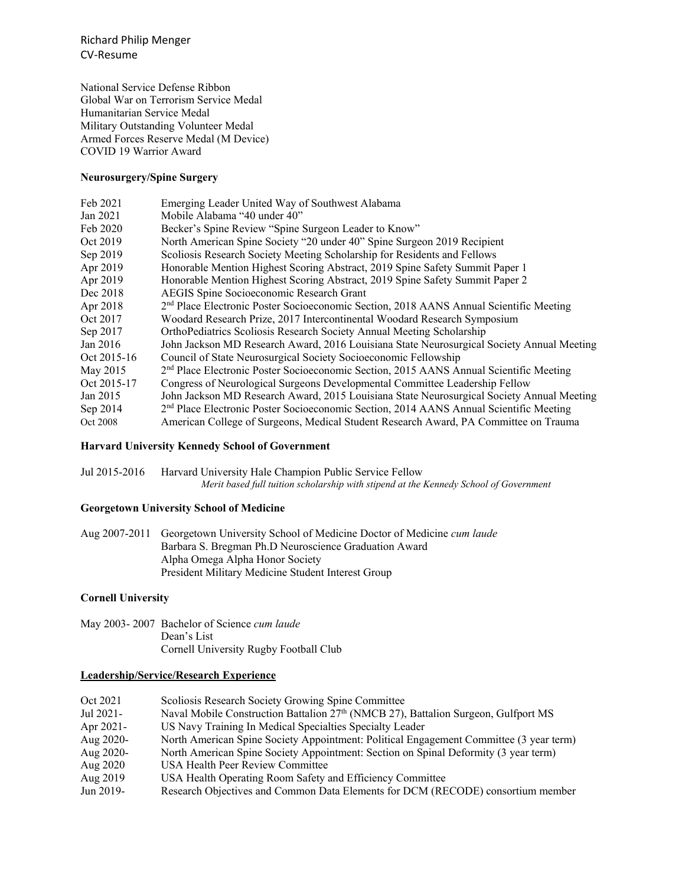National Service Defense Ribbon
Global War on Terrorism Service Medal
Humanitarian Service Medal
Military Outstanding Volunteer Medal
Armed Forces Reserve Medal (M Device)
COVID 19 Warrior Award

**Neurosurgery/Spine Surgery**

| | |
|---|---|
| Feb 2021 | Emerging Leader United Way of Southwest Alabama |
| Jan 2021 | Mobile Alabama "40 under 40" |
| Feb 2020 | Becker's Spine Review "Spine Surgeon Leader to Know" |
| Oct 2019 | North American Spine Society "20 under 40" Spine Surgeon 2019 Recipient |
| Sep 2019 | Scoliosis Research Society Meeting Scholarship for Residents and Fellows |
| Apr 2019 | Honorable Mention Highest Scoring Abstract, 2019 Spine Safety Summit Paper 1 |
| Apr 2019 | Honorable Mention Highest Scoring Abstract, 2019 Spine Safety Summit Paper 2 |
| Dec 2018 | AEGIS Spine Socioeconomic Research Grant |
| Apr 2018 | 2nd Place Electronic Poster Socioeconomic Section, 2018 AANS Annual Scientific Meeting |
| Oct 2017 | Woodard Research Prize, 2017 Intercontinental Woodard Research Symposium |
| Sep 2017 | OrthoPediatrics Scoliosis Research Society Annual Meeting Scholarship |
| Jan 2016 | John Jackson MD Research Award, 2016 Louisiana State Neurosurgical Society Annual Meeting |
| Oct 2015-16 | Council of State Neurosurgical Society Socioeconomic Fellowship |
| May 2015 | 2nd Place Electronic Poster Socioeconomic Section, 2015 AANS Annual Scientific Meeting |
| Oct 2015-17 | Congress of Neurological Surgeons Developmental Committee Leadership Fellow |
| Jan 2015 | John Jackson MD Research Award, 2015 Louisiana State Neurosurgical Society Annual Meeting |
| Sep 2014 | 2nd Place Electronic Poster Socioeconomic Section, 2014 AANS Annual Scientific Meeting |
| Oct 2008 | American College of Surgeons, Medical Student Research Award, PA Committee on Trauma |

**Harvard University Kennedy School of Government**

Jul 2015-2016 Harvard University Hale Champion Public Service Fellow
*Merit based full tuition scholarship with stipend at the Kennedy School of Government*

**Georgetown University School of Medicine**

Aug 2007-2011 Georgetown University School of Medicine Doctor of Medicine *cum laude*
Barbara S. Bregman Ph.D Neuroscience Graduation Award
Alpha Omega Alpha Honor Society
President Military Medicine Student Interest Group

**Cornell University**

May 2003- 2007 Bachelor of Science *cum laude*
Dean's List
Cornell University Rugby Football Club

**Leadership/Service/Research Experience**

| | |
|---|---|
| Oct 2021 | Scoliosis Research Society Growing Spine Committee |
| Jul 2021- | Naval Mobile Construction Battalion 27th (NMCB 27), Battalion Surgeon, Gulfport MS |
| Apr 2021- | US Navy Training In Medical Specialties Specialty Leader |
| Aug 2020- | North American Spine Society Appointment: Political Engagement Committee (3 year term) |
| Aug 2020- | North American Spine Society Appointment: Section on Spinal Deformity (3 year term) |
| Aug 2020 | USA Health Peer Review Committee |
| Aug 2019 | USA Health Operating Room Safety and Efficiency Committee |
| Jun 2019- | Research Objectives and Common Data Elements for DCM (RECODE) consortium member |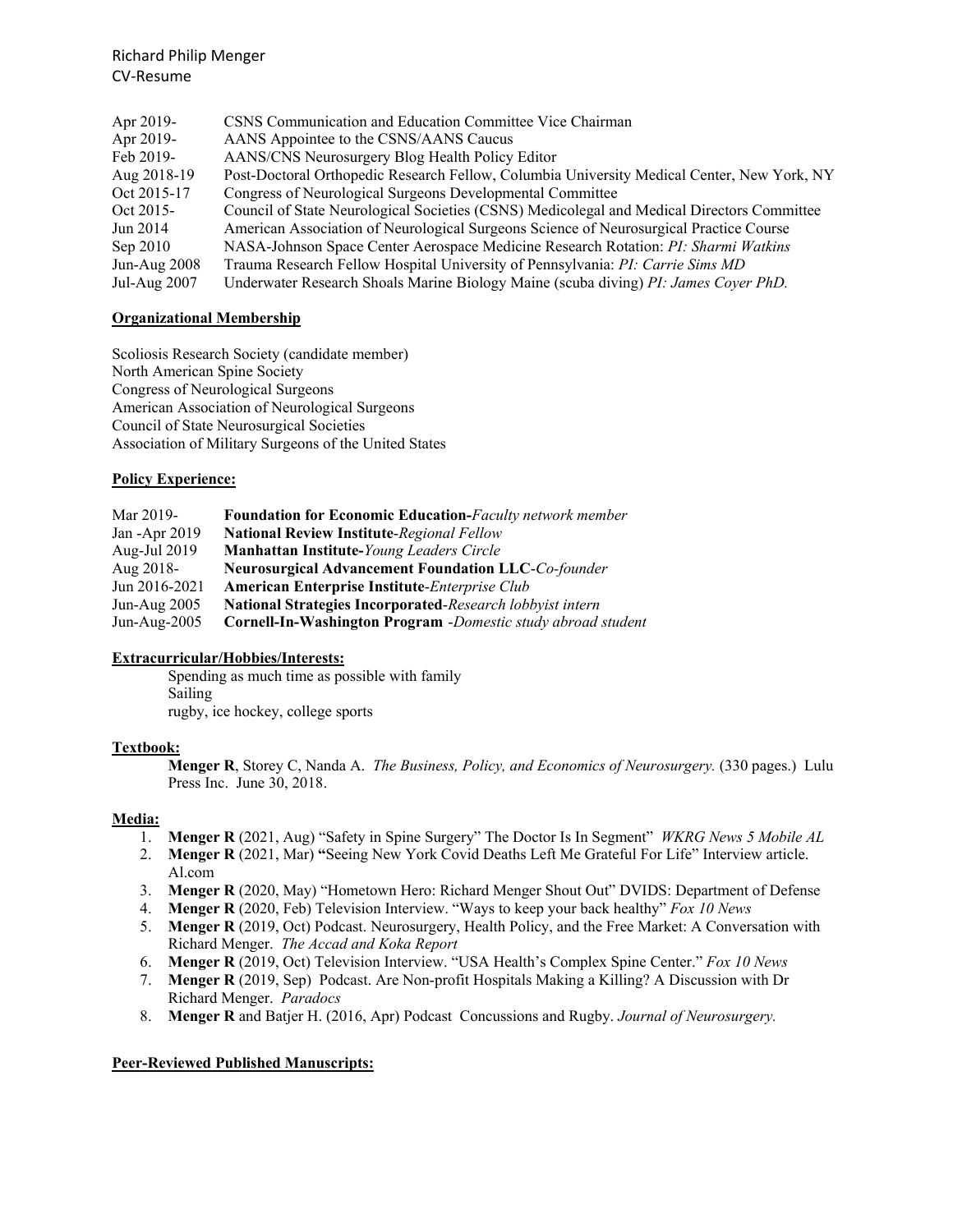| | |
|---|---|
| Apr 2019- | CSNS Communication and Education Committee Vice Chairman |
| Apr 2019- | AANS Appointee to the CSNS/AANS Caucus |
| Feb 2019- | AANS/CNS Neurosurgery Blog Health Policy Editor |
| Aug 2018-19 | Post-Doctoral Orthopedic Research Fellow, Columbia University Medical Center, New York, NY |
| Oct 2015-17 | Congress of Neurological Surgeons Developmental Committee |
| Oct 2015- | Council of State Neurological Societies (CSNS) Medicolegal and Medical Directors Committee |
| Jun 2014 | American Association of Neurological Surgeons Science of Neurosurgical Practice Course |
| Sep 2010 | NASA-Johnson Space Center Aerospace Medicine Research Rotation: *PI: Sharmi Watkins* |
| Jun-Aug 2008 | Trauma Research Fellow Hospital University of Pennsylvania: *PI: Carrie Sims MD* |
| Jul-Aug 2007 | Underwater Research Shoals Marine Biology Maine (scuba diving) *PI: James Coyer PhD.* |

**Organizational Membership**

Scoliosis Research Society (candidate member)
North American Spine Society
Congress of Neurological Surgeons
American Association of Neurological Surgeons
Council of State Neurosurgical Societies
Association of Military Surgeons of the United States

**Policy Experience:**

| | |
|---|---|
| Mar 2019- | **Foundation for Economic Education-***Faculty network member* |
| Jan -Apr 2019 | **National Review Institute**-*Regional Fellow* |
| Aug-Jul 2019 | **Manhattan Institute-***Young Leaders Circle* |
| Aug 2018- | **Neurosurgical Advancement Foundation LLC**-*Co-founder* |
| Jun 2016-2021 | **American Enterprise Institute**-*Enterprise Club* |
| Jun-Aug 2005 | **National Strategies Incorporated**-*Research lobbyist intern* |
| Jun-Aug-2005 | **Cornell-In-Washington Program** -*Domestic study abroad student* |

**Extracurricular/Hobbies/Interests:**

Spending as much time as possible with family
Sailing
rugby, ice hockey, college sports

**Textbook:**

**Menger R**, Storey C, Nanda A. *The Business, Policy, and Economics of Neurosurgery.* (330 pages.) Lulu Press Inc. June 30, 2018.

**Media:**

1. **Menger R** (2021, Aug) "Safety in Spine Surgery" The Doctor Is In Segment" *WKRG News 5 Mobile AL*
2. **Menger R** (2021, Mar) **"**Seeing New York Covid Deaths Left Me Grateful For Life" Interview article. Al.com
3. **Menger R** (2020, May) "Hometown Hero: Richard Menger Shout Out" DVIDS: Department of Defense
4. **Menger R** (2020, Feb) Television Interview. "Ways to keep your back healthy" *Fox 10 News*
5. **Menger R** (2019, Oct) Podcast. Neurosurgery, Health Policy, and the Free Market: A Conversation with Richard Menger. *The Accad and Koka Report*
6. **Menger R** (2019, Oct) Television Interview. "USA Health's Complex Spine Center." *Fox 10 News*
7. **Menger R** (2019, Sep) Podcast. Are Non-profit Hospitals Making a Killing? A Discussion with Dr Richard Menger. *Paradocs*
8. **Menger R** and Batjer H. (2016, Apr) Podcast Concussions and Rugby. *Journal of Neurosurgery.*

**Peer-Reviewed Published Manuscripts:**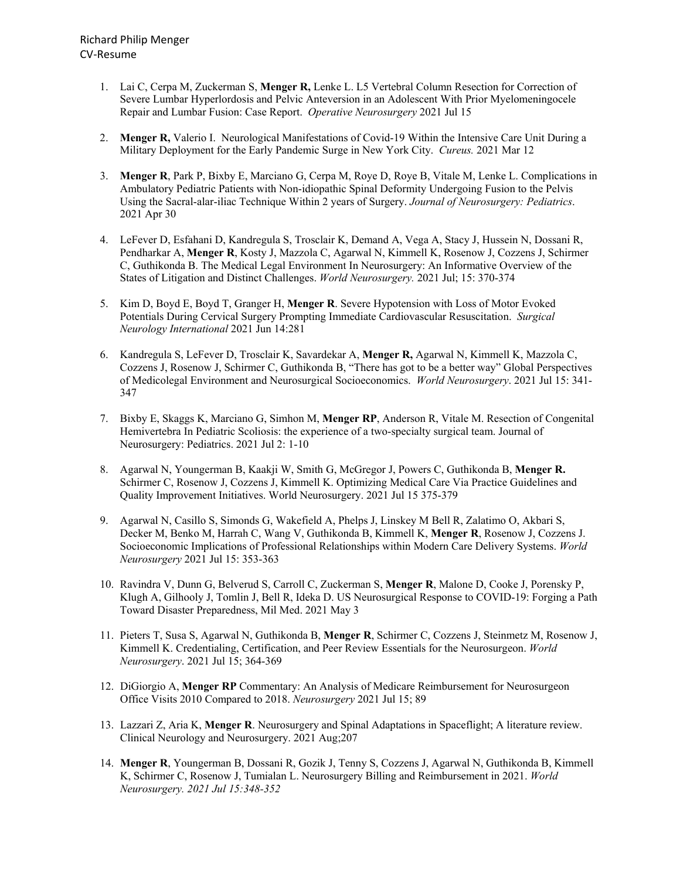1. Lai C, Cerpa M, Zuckerman S, **Menger R,** Lenke L. L5 Vertebral Column Resection for Correction of Severe Lumbar Hyperlordosis and Pelvic Anteversion in an Adolescent With Prior Myelomeningocele Repair and Lumbar Fusion: Case Report. *Operative Neurosurgery* 2021 Jul 15

2. **Menger R,** Valerio I. Neurological Manifestations of Covid-19 Within the Intensive Care Unit During a Military Deployment for the Early Pandemic Surge in New York City. *Cureus.* 2021 Mar 12

3. **Menger R**, Park P, Bixby E, Marciano G, Cerpa M, Roye D, Roye B, Vitale M, Lenke L. Complications in Ambulatory Pediatric Patients with Non-idiopathic Spinal Deformity Undergoing Fusion to the Pelvis Using the Sacral-alar-iliac Technique Within 2 years of Surgery. *Journal of Neurosurgery: Pediatrics*. 2021 Apr 30

4. LeFever D, Esfahani D, Kandregula S, Trosclair K, Demand A, Vega A, Stacy J, Hussein N, Dossani R, Pendharkar A, **Menger R**, Kosty J, Mazzola C, Agarwal N, Kimmell K, Rosenow J, Cozzens J, Schirmer C, Guthikonda B. The Medical Legal Environment In Neurosurgery: An Informative Overview of the States of Litigation and Distinct Challenges. *World Neurosurgery.* 2021 Jul; 15: 370-374

5. Kim D, Boyd E, Boyd T, Granger H, **Menger R**. Severe Hypotension with Loss of Motor Evoked Potentials During Cervical Surgery Prompting Immediate Cardiovascular Resuscitation. *Surgical Neurology International* 2021 Jun 14:281

6. Kandregula S, LeFever D, Trosclair K, Savardekar A, **Menger R,** Agarwal N, Kimmell K, Mazzola C, Cozzens J, Rosenow J, Schirmer C, Guthikonda B, "There has got to be a better way" Global Perspectives of Medicolegal Environment and Neurosurgical Socioeconomics. *World Neurosurgery*. 2021 Jul 15: 341-347

7. Bixby E, Skaggs K, Marciano G, Simhon M, **Menger RP**, Anderson R, Vitale M. Resection of Congenital Hemivertebra In Pediatric Scoliosis: the experience of a two-specialty surgical team. Journal of Neurosurgery: Pediatrics. 2021 Jul 2: 1-10

8. Agarwal N, Youngerman B, Kaakji W, Smith G, McGregor J, Powers C, Guthikonda B, **Menger R.** Schirmer C, Rosenow J, Cozzens J, Kimmell K. Optimizing Medical Care Via Practice Guidelines and Quality Improvement Initiatives. World Neurosurgery. 2021 Jul 15 375-379

9. Agarwal N, Casillo S, Simonds G, Wakefield A, Phelps J, Linskey M Bell R, Zalatimo O, Akbari S, Decker M, Benko M, Harrah C, Wang V, Guthikonda B, Kimmell K, **Menger R**, Rosenow J, Cozzens J. Socioeconomic Implications of Professional Relationships within Modern Care Delivery Systems. *World Neurosurgery* 2021 Jul 15: 353-363

10. Ravindra V, Dunn G, Belverud S, Carroll C, Zuckerman S, **Menger R**, Malone D, Cooke J, Porensky P, Klugh A, Gilhooly J, Tomlin J, Bell R, Ideka D. US Neurosurgical Response to COVID-19: Forging a Path Toward Disaster Preparedness, Mil Med. 2021 May 3

11. Pieters T, Susa S, Agarwal N, Guthikonda B, **Menger R**, Schirmer C, Cozzens J, Steinmetz M, Rosenow J, Kimmell K. Credentialing, Certification, and Peer Review Essentials for the Neurosurgeon. *World Neurosurgery*. 2021 Jul 15; 364-369

12. DiGiorgio A, **Menger RP** Commentary: An Analysis of Medicare Reimbursement for Neurosurgeon Office Visits 2010 Compared to 2018. *Neurosurgery* 2021 Jul 15; 89

13. Lazzari Z, Aria K, **Menger R**. Neurosurgery and Spinal Adaptations in Spaceflight; A literature review. Clinical Neurology and Neurosurgery. 2021 Aug;207

14. **Menger R**, Youngerman B, Dossani R, Gozik J, Tenny S, Cozzens J, Agarwal N, Guthikonda B, Kimmell K, Schirmer C, Rosenow J, Tumialan L. Neurosurgery Billing and Reimbursement in 2021. *World Neurosurgery. 2021 Jul 15:348-352*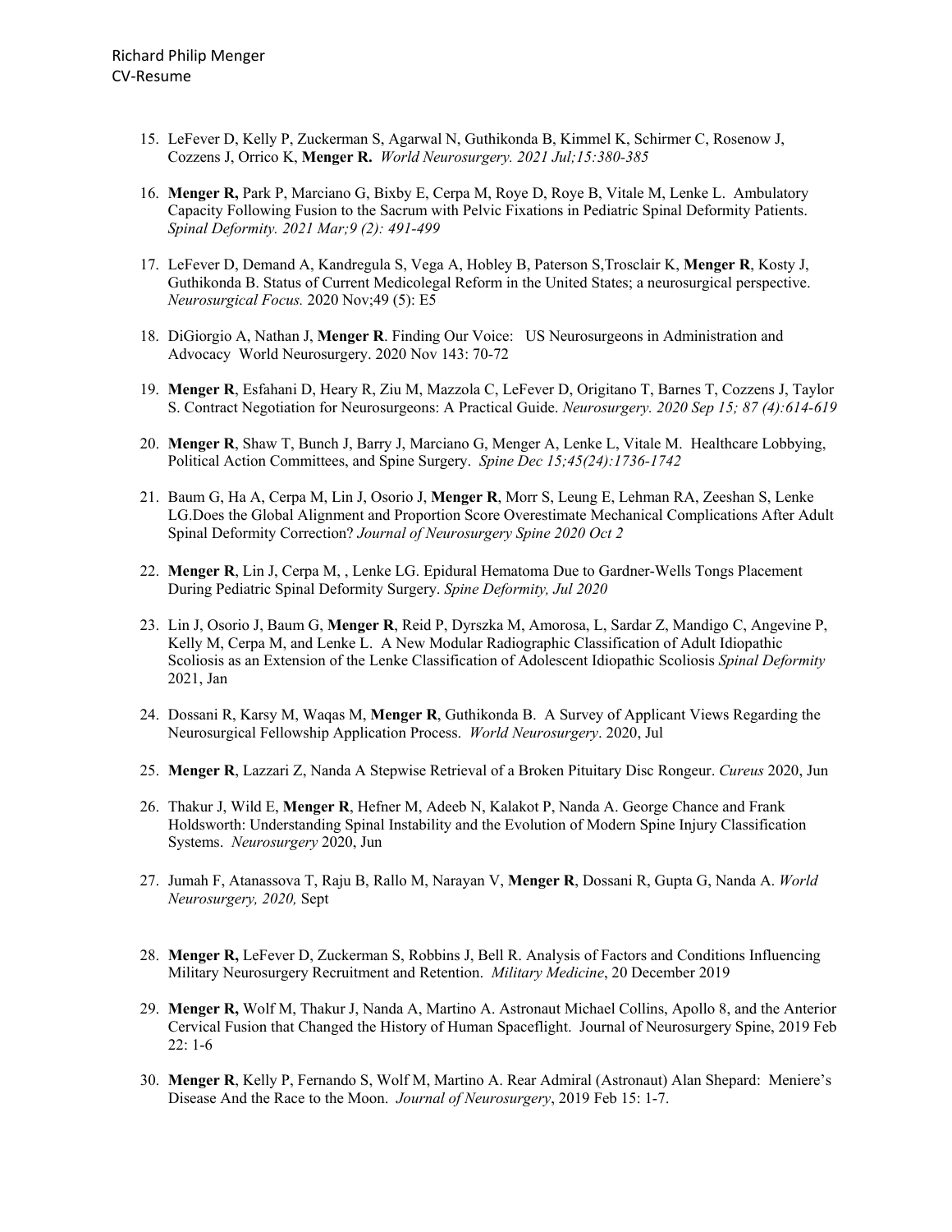15. LeFever D, Kelly P, Zuckerman S, Agarwal N, Guthikonda B, Kimmel K, Schirmer C, Rosenow J, Cozzens J, Orrico K, **Menger R.** *World Neurosurgery. 2021 Jul;15:380-385*

16. **Menger R,** Park P, Marciano G, Bixby E, Cerpa M, Roye D, Roye B, Vitale M, Lenke L. Ambulatory Capacity Following Fusion to the Sacrum with Pelvic Fixations in Pediatric Spinal Deformity Patients. *Spinal Deformity. 2021 Mar;9 (2): 491-499*

17. LeFever D, Demand A, Kandregula S, Vega A, Hobley B, Paterson S,Trosclair K, **Menger R**, Kosty J, Guthikonda B. Status of Current Medicolegal Reform in the United States; a neurosurgical perspective. *Neurosurgical Focus.* 2020 Nov;49 (5): E5

18. DiGiorgio A, Nathan J, **Menger R**. Finding Our Voice: US Neurosurgeons in Administration and Advocacy World Neurosurgery. 2020 Nov 143: 70-72

19. **Menger R**, Esfahani D, Heary R, Ziu M, Mazzola C, LeFever D, Origitano T, Barnes T, Cozzens J, Taylor S. Contract Negotiation for Neurosurgeons: A Practical Guide. *Neurosurgery. 2020 Sep 15; 87 (4):614-619*

20. **Menger R**, Shaw T, Bunch J, Barry J, Marciano G, Menger A, Lenke L, Vitale M. Healthcare Lobbying, Political Action Committees, and Spine Surgery. *Spine Dec 15;45(24):1736-1742*

21. Baum G, Ha A, Cerpa M, Lin J, Osorio J, **Menger R**, Morr S, Leung E, Lehman RA, Zeeshan S, Lenke LG.Does the Global Alignment and Proportion Score Overestimate Mechanical Complications After Adult Spinal Deformity Correction? *Journal of Neurosurgery Spine 2020 Oct 2*

22. **Menger R**, Lin J, Cerpa M, , Lenke LG. Epidural Hematoma Due to Gardner-Wells Tongs Placement During Pediatric Spinal Deformity Surgery. *Spine Deformity, Jul 2020*

23. Lin J, Osorio J, Baum G, **Menger R**, Reid P, Dyrszka M, Amorosa, L, Sardar Z, Mandigo C, Angevine P, Kelly M, Cerpa M, and Lenke L. A New Modular Radiographic Classification of Adult Idiopathic Scoliosis as an Extension of the Lenke Classification of Adolescent Idiopathic Scoliosis *Spinal Deformity* 2021, Jan

24. Dossani R, Karsy M, Waqas M, **Menger R**, Guthikonda B. A Survey of Applicant Views Regarding the Neurosurgical Fellowship Application Process. *World Neurosurgery*. 2020, Jul

25. **Menger R**, Lazzari Z, Nanda A Stepwise Retrieval of a Broken Pituitary Disc Rongeur. *Cureus* 2020, Jun

26. Thakur J, Wild E, **Menger R**, Hefner M, Adeeb N, Kalakot P, Nanda A. George Chance and Frank Holdsworth: Understanding Spinal Instability and the Evolution of Modern Spine Injury Classification Systems. *Neurosurgery* 2020, Jun

27. Jumah F, Atanassova T, Raju B, Rallo M, Narayan V, **Menger R**, Dossani R, Gupta G, Nanda A. *World Neurosurgery, 2020,* Sept

28. **Menger R,** LeFever D, Zuckerman S, Robbins J, Bell R. Analysis of Factors and Conditions Influencing Military Neurosurgery Recruitment and Retention. *Military Medicine*, 20 December 2019

29. **Menger R,** Wolf M, Thakur J, Nanda A, Martino A. Astronaut Michael Collins, Apollo 8, and the Anterior Cervical Fusion that Changed the History of Human Spaceflight. Journal of Neurosurgery Spine, 2019 Feb 22: 1-6

30. **Menger R**, Kelly P, Fernando S, Wolf M, Martino A. Rear Admiral (Astronaut) Alan Shepard: Meniere's Disease And the Race to the Moon. *Journal of Neurosurgery*, 2019 Feb 15: 1-7.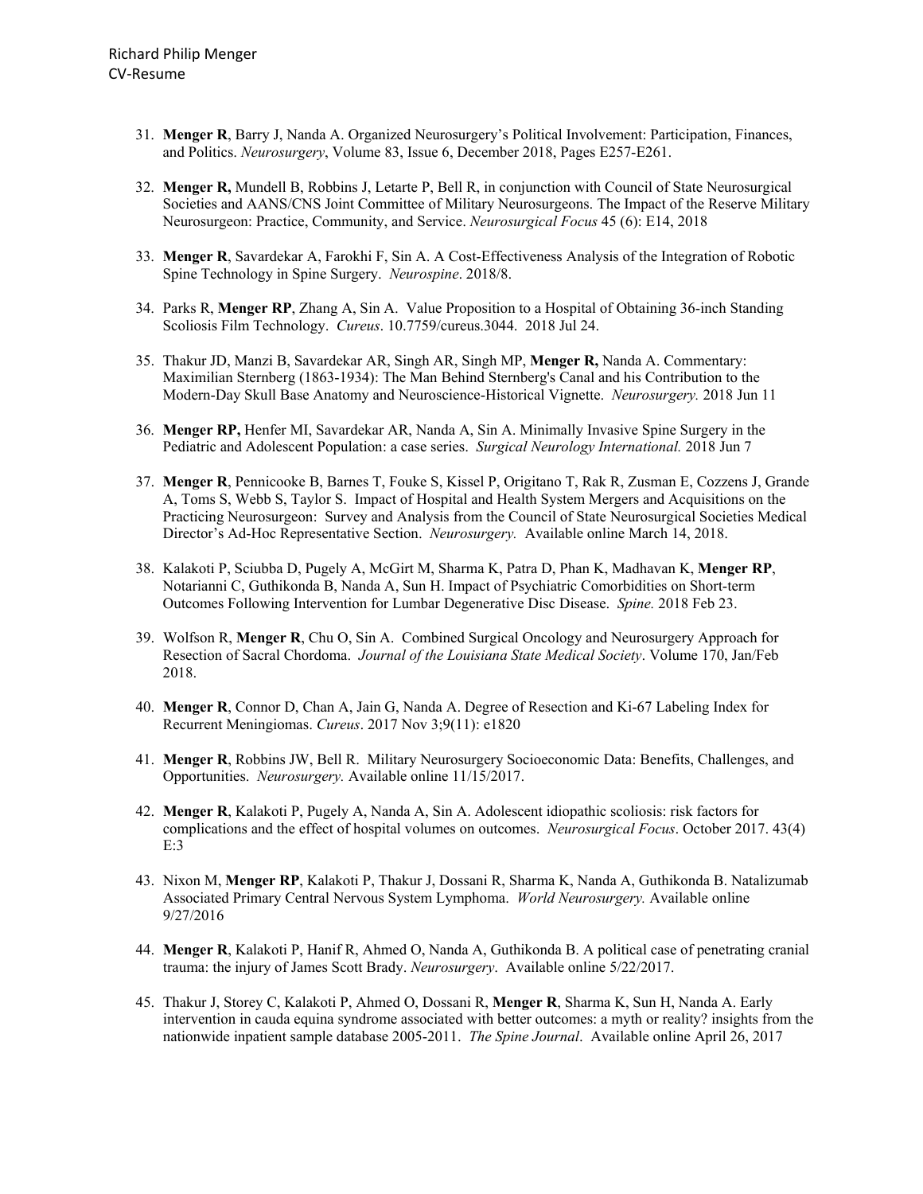31. **Menger R**, Barry J, Nanda A. Organized Neurosurgery's Political Involvement: Participation, Finances, and Politics. *Neurosurgery*, Volume 83, Issue 6, December 2018, Pages E257-E261.

32. **Menger R,** Mundell B, Robbins J, Letarte P, Bell R, in conjunction with Council of State Neurosurgical Societies and AANS/CNS Joint Committee of Military Neurosurgeons. The Impact of the Reserve Military Neurosurgeon: Practice, Community, and Service. *Neurosurgical Focus* 45 (6): E14, 2018

33. **Menger R**, Savardekar A, Farokhi F, Sin A. A Cost-Effectiveness Analysis of the Integration of Robotic Spine Technology in Spine Surgery. *Neurospine*. 2018/8.

34. Parks R, **Menger RP**, Zhang A, Sin A. Value Proposition to a Hospital of Obtaining 36-inch Standing Scoliosis Film Technology. *Cureus*. 10.7759/cureus.3044. 2018 Jul 24.

35. Thakur JD, Manzi B, Savardekar AR, Singh AR, Singh MP, **Menger R,** Nanda A. Commentary: Maximilian Sternberg (1863-1934): The Man Behind Sternberg's Canal and his Contribution to the Modern-Day Skull Base Anatomy and Neuroscience-Historical Vignette. *Neurosurgery.* 2018 Jun 11

36. **Menger RP,** Henfer MI, Savardekar AR, Nanda A, Sin A. Minimally Invasive Spine Surgery in the Pediatric and Adolescent Population: a case series. *Surgical Neurology International.* 2018 Jun 7

37. **Menger R**, Pennicooke B, Barnes T, Fouke S, Kissel P, Origitano T, Rak R, Zusman E, Cozzens J, Grande A, Toms S, Webb S, Taylor S. Impact of Hospital and Health System Mergers and Acquisitions on the Practicing Neurosurgeon: Survey and Analysis from the Council of State Neurosurgical Societies Medical Director's Ad-Hoc Representative Section. *Neurosurgery.* Available online March 14, 2018.

38. Kalakoti P, Sciubba D, Pugely A, McGirt M, Sharma K, Patra D, Phan K, Madhavan K, **Menger RP**, Notarianni C, Guthikonda B, Nanda A, Sun H. Impact of Psychiatric Comorbidities on Short-term Outcomes Following Intervention for Lumbar Degenerative Disc Disease. *Spine.* 2018 Feb 23.

39. Wolfson R, **Menger R**, Chu O, Sin A. Combined Surgical Oncology and Neurosurgery Approach for Resection of Sacral Chordoma. *Journal of the Louisiana State Medical Society*. Volume 170, Jan/Feb 2018.

40. **Menger R**, Connor D, Chan A, Jain G, Nanda A. Degree of Resection and Ki-67 Labeling Index for Recurrent Meningiomas. *Cureus*. 2017 Nov 3;9(11): e1820

41. **Menger R**, Robbins JW, Bell R. Military Neurosurgery Socioeconomic Data: Benefits, Challenges, and Opportunities. *Neurosurgery.* Available online 11/15/2017.

42. **Menger R**, Kalakoti P, Pugely A, Nanda A, Sin A. Adolescent idiopathic scoliosis: risk factors for complications and the effect of hospital volumes on outcomes. *Neurosurgical Focus*. October 2017. 43(4) E:3

43. Nixon M, **Menger RP**, Kalakoti P, Thakur J, Dossani R, Sharma K, Nanda A, Guthikonda B. Natalizumab Associated Primary Central Nervous System Lymphoma. *World Neurosurgery.* Available online 9/27/2016

44. **Menger R**, Kalakoti P, Hanif R, Ahmed O, Nanda A, Guthikonda B. A political case of penetrating cranial trauma: the injury of James Scott Brady. *Neurosurgery*. Available online 5/22/2017.

45. Thakur J, Storey C, Kalakoti P, Ahmed O, Dossani R, **Menger R**, Sharma K, Sun H, Nanda A. Early intervention in cauda equina syndrome associated with better outcomes: a myth or reality? insights from the nationwide inpatient sample database 2005-2011. *The Spine Journal*. Available online April 26, 2017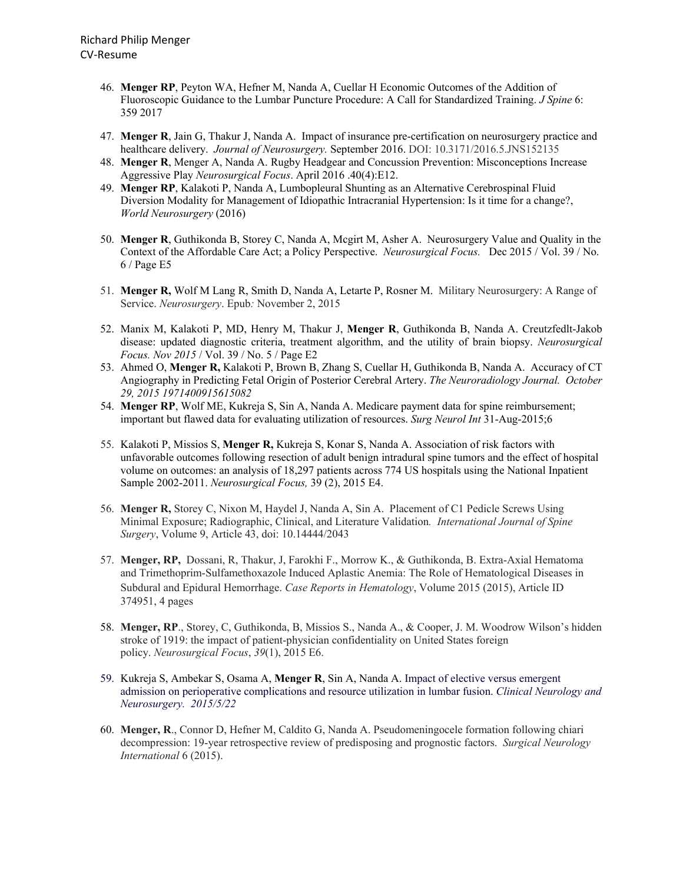46. **Menger RP**, Peyton WA, Hefner M, Nanda A, Cuellar H Economic Outcomes of the Addition of Fluoroscopic Guidance to the Lumbar Puncture Procedure: A Call for Standardized Training. *J Spine* 6: 359 2017

47. **Menger R**, Jain G, Thakur J, Nanda A. Impact of insurance pre-certification on neurosurgery practice and healthcare delivery. *Journal of Neurosurgery.* September 2016. DOI: 10.3171/2016.5.JNS152135

48. **Menger R**, Menger A, Nanda A. Rugby Headgear and Concussion Prevention: Misconceptions Increase Aggressive Play *Neurosurgical Focus*. April 2016 .40(4):E12.

49. **Menger RP**, Kalakoti P, Nanda A, Lumbopleural Shunting as an Alternative Cerebrospinal Fluid Diversion Modality for Management of Idiopathic Intracranial Hypertension: Is it time for a change?, *World Neurosurgery* (2016)

50. **Menger R**, Guthikonda B, Storey C, Nanda A, Mcgirt M, Asher A. Neurosurgery Value and Quality in the Context of the Affordable Care Act; a Policy Perspective. *Neurosurgical Focus.* Dec 2015 / Vol. 39 / No. 6 / Page E5

51. **Menger R,** Wolf M Lang R, Smith D, Nanda A, Letarte P, Rosner M. Military Neurosurgery: A Range of Service. *Neurosurgery*. Epub*:* November 2, 2015

52. Manix M, Kalakoti P, MD, Henry M, Thakur J, **Menger R**, Guthikonda B, Nanda A. Creutzfedlt-Jakob disease: updated diagnostic criteria, treatment algorithm, and the utility of brain biopsy. *Neurosurgical Focus. Nov 2015* / Vol. 39 / No. 5 / Page E2

53. Ahmed O, **Menger R,** Kalakoti P, Brown B, Zhang S, Cuellar H, Guthikonda B, Nanda A. Accuracy of CT Angiography in Predicting Fetal Origin of Posterior Cerebral Artery. *The Neuroradiology Journal. October 29, 2015 1971400915615082*

54. **Menger RP**, Wolf ME, Kukreja S, Sin A, Nanda A. Medicare payment data for spine reimbursement; important but flawed data for evaluating utilization of resources. *Surg Neurol Int* 31-Aug-2015;6

55. Kalakoti P, Missios S, **Menger R,** Kukreja S, Konar S, Nanda A. Association of risk factors with unfavorable outcomes following resection of adult benign intradural spine tumors and the effect of hospital volume on outcomes: an analysis of 18,297 patients across 774 US hospitals using the National Inpatient Sample 2002-2011. *Neurosurgical Focus,* 39 (2), 2015 E4.

56. **Menger R,** Storey C, Nixon M, Haydel J, Nanda A, Sin A. Placement of C1 Pedicle Screws Using Minimal Exposure; Radiographic, Clinical, and Literature Validation*. International Journal of Spine Surgery*, Volume 9, Article 43, doi: 10.14444/2043

57. **Menger, RP,** Dossani, R, Thakur, J, Farokhi F., Morrow K., & Guthikonda, B. Extra-Axial Hematoma and Trimethoprim-Sulfamethoxazole Induced Aplastic Anemia: The Role of Hematological Diseases in Subdural and Epidural Hemorrhage. *Case Reports in Hematology*, Volume 2015 (2015), Article ID 374951, 4 pages

58. **Menger, RP**., Storey, C, Guthikonda, B, Missios S., Nanda A., & Cooper, J. M. Woodrow Wilson's hidden stroke of 1919: the impact of patient-physician confidentiality on United States foreign policy. *Neurosurgical Focus*, *39*(1), 2015 E6.

59. Kukreja S, Ambekar S, Osama A, **Menger R**, Sin A, Nanda A. Impact of elective versus emergent admission on perioperative complications and resource utilization in lumbar fusion. *Clinical Neurology and Neurosurgery. 2015/5/22*

60. **Menger, R**., Connor D, Hefner M, Caldito G, Nanda A. Pseudomeningocele formation following chiari decompression: 19-year retrospective review of predisposing and prognostic factors. *Surgical Neurology International* 6 (2015).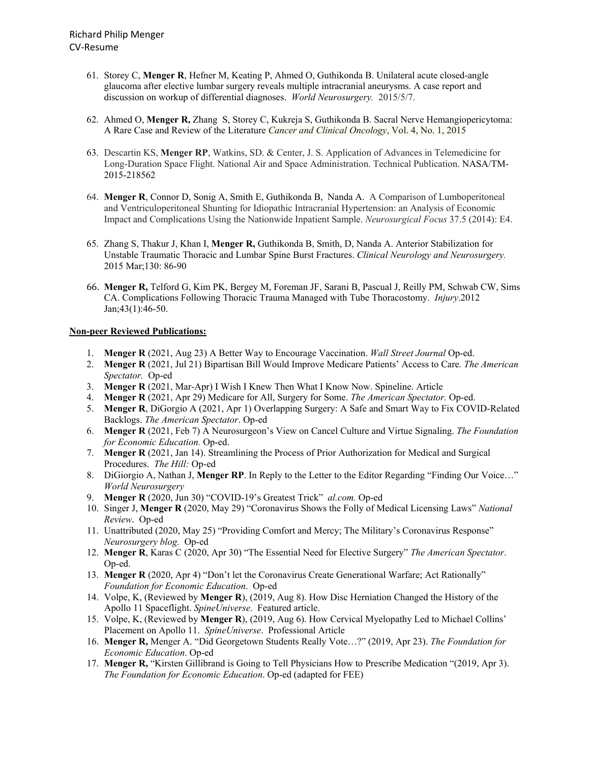61. Storey C, **Menger R**, Hefner M, Keating P, Ahmed O, Guthikonda B. Unilateral acute closed-angle glaucoma after elective lumbar surgery reveals multiple intracranial aneurysms. A case report and discussion on workup of differential diagnoses. *World Neurosurgery.* 2015/5/7.

62. Ahmed O, **Menger R,** Zhang S, Storey C, Kukreja S, Guthikonda B. Sacral Nerve Hemangiopericytoma: A Rare Case and Review of the Literature *Cancer and Clinical Oncology*, Vol. 4, No. 1, 2015

63. Descartin KS, **Menger RP**, Watkins, SD. & Center, J. S. Application of Advances in Telemedicine for Long-Duration Space Flight. National Air and Space Administration. Technical Publication. NASA/TM-2015-218562

64. **Menger R**, Connor D, Sonig A, Smith E, Guthikonda B, Nanda A. A Comparison of Lumboperitoneal and Ventriculoperitoneal Shunting for Idiopathic Intracranial Hypertension: an Analysis of Economic Impact and Complications Using the Nationwide Inpatient Sample. *Neurosurgical Focus* 37.5 (2014): E4.

65. Zhang S, Thakur J, Khan I, **Menger R,** Guthikonda B, Smith, D, Nanda A. Anterior Stabilization for Unstable Traumatic Thoracic and Lumbar Spine Burst Fractures. *Clinical Neurology and Neurosurgery.* 2015 Mar;130: 86-90

66. **Menger R,** Telford G, Kim PK, Bergey M, Foreman JF, Sarani B, Pascual J, Reilly PM, Schwab CW, Sims CA. Complications Following Thoracic Trauma Managed with Tube Thoracostomy. *Injury*.2012 Jan;43(1):46-50.

**Non-peer Reviewed Publications:**

1. **Menger R** (2021, Aug 23) A Better Way to Encourage Vaccination. *Wall Street Journal* Op-ed.
2. **Menger R** (2021, Jul 21) Bipartisan Bill Would Improve Medicare Patients' Access to Care*. The American Spectator.* Op-ed
3. **Menger R** (2021, Mar-Apr) I Wish I Knew Then What I Know Now. Spineline. Article
4. **Menger R** (2021, Apr 29) Medicare for All, Surgery for Some. *The American Spectator.* Op-ed.
5. **Menger R**, DiGorgio A (2021, Apr 1) Overlapping Surgery: A Safe and Smart Way to Fix COVID-Related Backlogs. *The American Spectator*. Op-ed
6. **Menger R** (2021, Feb 7) A Neurosurgeon's View on Cancel Culture and Virtue Signaling. *The Foundation for Economic Education.* Op-ed.
7. **Menger R** (2021, Jan 14). Streamlining the Process of Prior Authorization for Medical and Surgical Procedures. *The Hill:* Op-ed
8. DiGiorgio A, Nathan J, **Menger RP**. In Reply to the Letter to the Editor Regarding "Finding Our Voice…" *World Neurosurgery*
9. **Menger R** (2020, Jun 30) "COVID-19's Greatest Trick" *al.com.* Op-ed
10. Singer J, **Menger R** (2020, May 29) "Coronavirus Shows the Folly of Medical Licensing Laws" *National Review*. Op-ed
11. Unattributed (2020, May 25) "Providing Comfort and Mercy; The Military's Coronavirus Response" *Neurosurgery blog.* Op-ed
12. **Menger R**, Karas C (2020, Apr 30) "The Essential Need for Elective Surgery" *The American Spectator*. Op-ed.
13. **Menger R** (2020, Apr 4) "Don't let the Coronavirus Create Generational Warfare; Act Rationally" *Foundation for Economic Education*. Op-ed
14. Volpe, K, (Reviewed by **Menger R**), (2019, Aug 8). How Disc Herniation Changed the History of the Apollo 11 Spaceflight. *SpineUniverse*. Featured article.
15. Volpe, K, (Reviewed by **Menger R**), (2019, Aug 6). How Cervical Myelopathy Led to Michael Collins' Placement on Apollo 11. *SpineUniverse*. Professional Article
16. **Menger R,** Menger A. "Did Georgetown Students Really Vote…?" (2019, Apr 23). *The Foundation for Economic Education*. Op-ed
17. **Menger R,** "Kirsten Gillibrand is Going to Tell Physicians How to Prescribe Medication "(2019, Apr 3). *The Foundation for Economic Education*. Op-ed (adapted for FEE)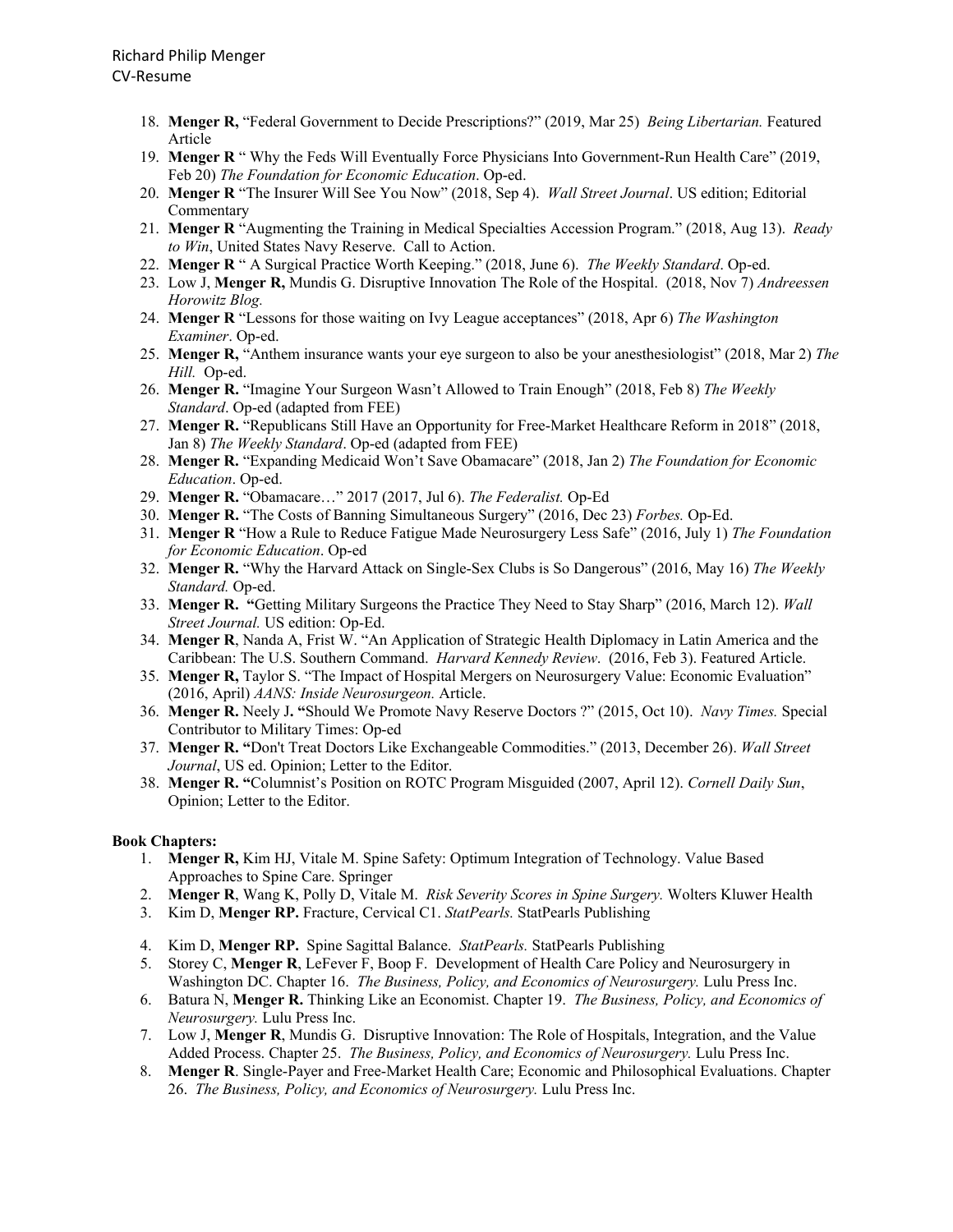18. **Menger R,** "Federal Government to Decide Prescriptions?" (2019, Mar 25) *Being Libertarian.* Featured Article
19. **Menger R** " Why the Feds Will Eventually Force Physicians Into Government-Run Health Care" (2019, Feb 20) *The Foundation for Economic Education*. Op-ed.
20. **Menger R** "The Insurer Will See You Now" (2018, Sep 4). *Wall Street Journal*. US edition; Editorial Commentary
21. **Menger R** "Augmenting the Training in Medical Specialties Accession Program." (2018, Aug 13). *Ready to Win*, United States Navy Reserve. Call to Action.
22. **Menger R** " A Surgical Practice Worth Keeping." (2018, June 6). *The Weekly Standard*. Op-ed.
23. Low J, **Menger R,** Mundis G. Disruptive Innovation The Role of the Hospital. (2018, Nov 7) *Andreessen Horowitz Blog.*
24. **Menger R** "Lessons for those waiting on Ivy League acceptances" (2018, Apr 6) *The Washington Examiner*. Op-ed.
25. **Menger R,** "Anthem insurance wants your eye surgeon to also be your anesthesiologist" (2018, Mar 2) *The Hill.* Op-ed.
26. **Menger R.** "Imagine Your Surgeon Wasn't Allowed to Train Enough" (2018, Feb 8) *The Weekly Standard*. Op-ed (adapted from FEE)
27. **Menger R.** "Republicans Still Have an Opportunity for Free-Market Healthcare Reform in 2018" (2018, Jan 8) *The Weekly Standard*. Op-ed (adapted from FEE)
28. **Menger R.** "Expanding Medicaid Won't Save Obamacare" (2018, Jan 2) *The Foundation for Economic Education*. Op-ed.
29. **Menger R.** "Obamacare…" 2017 (2017, Jul 6). *The Federalist.* Op-Ed
30. **Menger R.** "The Costs of Banning Simultaneous Surgery" (2016, Dec 23) *Forbes.* Op-Ed.
31. **Menger R** "How a Rule to Reduce Fatigue Made Neurosurgery Less Safe" (2016, July 1) *The Foundation for Economic Education*. Op-ed
32. **Menger R.** "Why the Harvard Attack on Single-Sex Clubs is So Dangerous" (2016, May 16) *The Weekly Standard.* Op-ed.
33. **Menger R. "**Getting Military Surgeons the Practice They Need to Stay Sharp" (2016, March 12). *Wall Street Journal.* US edition: Op-Ed.
34. **Menger R**, Nanda A, Frist W. "An Application of Strategic Health Diplomacy in Latin America and the Caribbean: The U.S. Southern Command. *Harvard Kennedy Review*. (2016, Feb 3). Featured Article.
35. **Menger R,** Taylor S. "The Impact of Hospital Mergers on Neurosurgery Value: Economic Evaluation" (2016, April) *AANS: Inside Neurosurgeon.* Article.
36. **Menger R.** Neely J**. "**Should We Promote Navy Reserve Doctors ?" (2015, Oct 10). *Navy Times.* Special Contributor to Military Times: Op-ed
37. **Menger R. "**Don't Treat Doctors Like Exchangeable Commodities." (2013, December 26). *Wall Street Journal*, US ed. Opinion; Letter to the Editor.
38. **Menger R. "**Columnist's Position on ROTC Program Misguided (2007, April 12). *Cornell Daily Sun*, Opinion; Letter to the Editor.

**Book Chapters:**

1. **Menger R,** Kim HJ, Vitale M. Spine Safety: Optimum Integration of Technology. Value Based Approaches to Spine Care. Springer
2. **Menger R**, Wang K, Polly D, Vitale M. *Risk Severity Scores in Spine Surgery.* Wolters Kluwer Health
3. Kim D, **Menger RP.** Fracture, Cervical C1. *StatPearls.* StatPearls Publishing
4. Kim D, **Menger RP.** Spine Sagittal Balance. *StatPearls.* StatPearls Publishing
5. Storey C, **Menger R**, LeFever F, Boop F. Development of Health Care Policy and Neurosurgery in Washington DC. Chapter 16. *The Business, Policy, and Economics of Neurosurgery.* Lulu Press Inc.
6. Batura N, **Menger R.** Thinking Like an Economist. Chapter 19. *The Business, Policy, and Economics of Neurosurgery.* Lulu Press Inc.
7. Low J, **Menger R**, Mundis G. Disruptive Innovation: The Role of Hospitals, Integration, and the Value Added Process. Chapter 25. *The Business, Policy, and Economics of Neurosurgery.* Lulu Press Inc.
8. **Menger R**. Single-Payer and Free-Market Health Care; Economic and Philosophical Evaluations. Chapter 26. *The Business, Policy, and Economics of Neurosurgery.* Lulu Press Inc.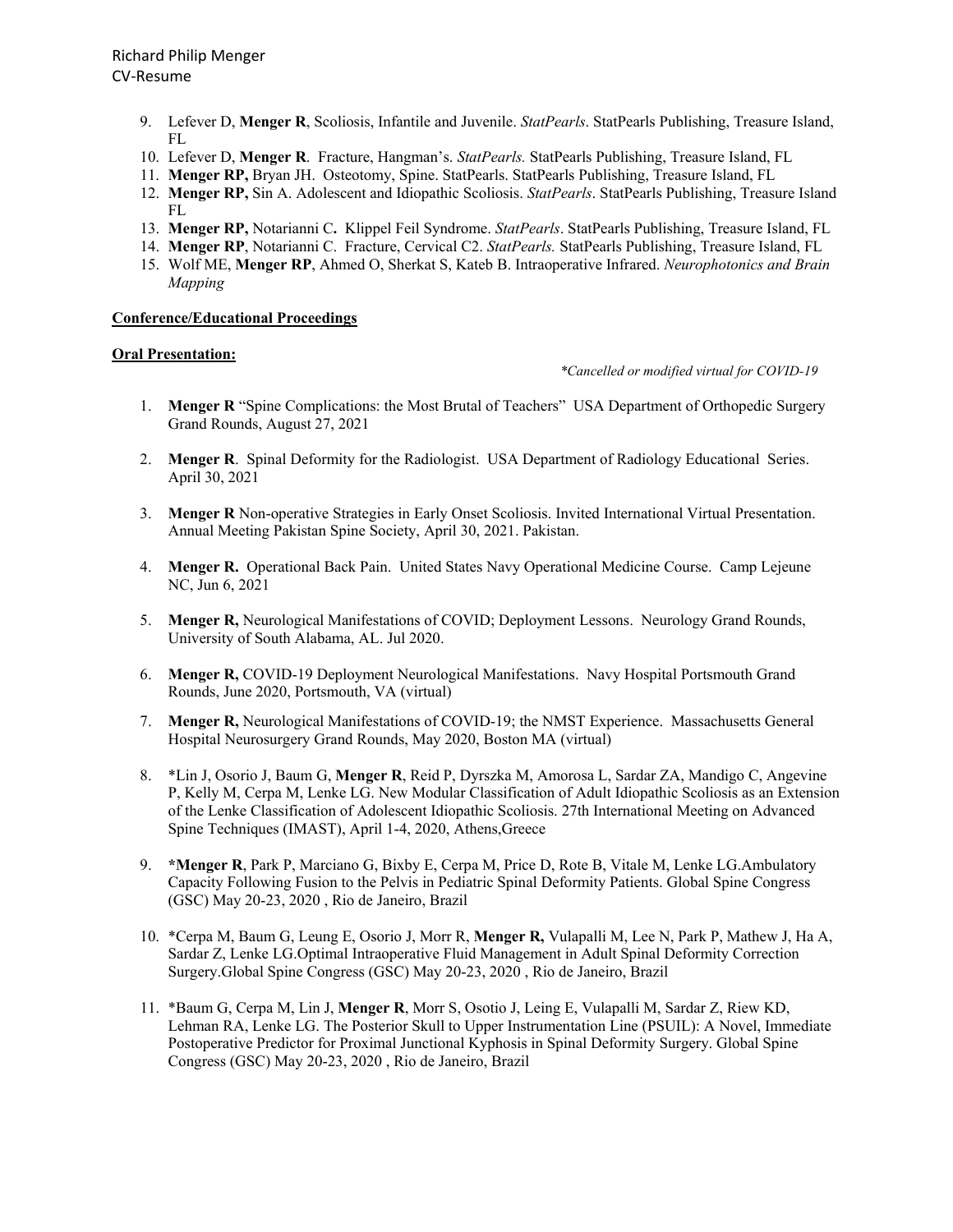9. Lefever D, **Menger R**, Scoliosis, Infantile and Juvenile. *StatPearls*. StatPearls Publishing, Treasure Island, FL
10. Lefever D, **Menger R**. Fracture, Hangman's. *StatPearls.* StatPearls Publishing, Treasure Island, FL
11. **Menger RP,** Bryan JH. Osteotomy, Spine. StatPearls. StatPearls Publishing, Treasure Island, FL
12. **Menger RP,** Sin A. Adolescent and Idiopathic Scoliosis. *StatPearls*. StatPearls Publishing, Treasure Island FL
13. **Menger RP,** Notarianni C**.** Klippel Feil Syndrome. *StatPearls*. StatPearls Publishing, Treasure Island, FL
14. **Menger RP**, Notarianni C. Fracture, Cervical C2. *StatPearls.* StatPearls Publishing, Treasure Island, FL
15. Wolf ME, **Menger RP**, Ahmed O, Sherkat S, Kateb B. Intraoperative Infrared. *Neurophotonics and Brain Mapping*

**Conference/Educational Proceedings**

**Oral Presentation:**

*\*Cancelled or modified virtual for COVID-19*

1. **Menger R** "Spine Complications: the Most Brutal of Teachers" USA Department of Orthopedic Surgery Grand Rounds, August 27, 2021

2. **Menger R**. Spinal Deformity for the Radiologist. USA Department of Radiology Educational Series. April 30, 2021

3. **Menger R** Non-operative Strategies in Early Onset Scoliosis. Invited International Virtual Presentation. Annual Meeting Pakistan Spine Society, April 30, 2021. Pakistan.

4. **Menger R.** Operational Back Pain. United States Navy Operational Medicine Course. Camp Lejeune NC, Jun 6, 2021

5. **Menger R,** Neurological Manifestations of COVID; Deployment Lessons. Neurology Grand Rounds, University of South Alabama, AL. Jul 2020.

6. **Menger R,** COVID-19 Deployment Neurological Manifestations. Navy Hospital Portsmouth Grand Rounds, June 2020, Portsmouth, VA (virtual)

7. **Menger R,** Neurological Manifestations of COVID-19; the NMST Experience. Massachusetts General Hospital Neurosurgery Grand Rounds, May 2020, Boston MA (virtual)

8. *Lin J, Osorio J, Baum G, **Menger R**, Reid P, Dyrszka M, Amorosa L, Sardar ZA, Mandigo C, Angevine P, Kelly M, Cerpa M, Lenke LG. New Modular Classification of Adult Idiopathic Scoliosis as an Extension of the Lenke Classification of Adolescent Idiopathic Scoliosis. 27th International Meeting on Advanced Spine Techniques (IMAST), April 1-4, 2020, Athens,Greece

9. ***Menger R**, Park P, Marciano G, Bixby E, Cerpa M, Price D, Rote B, Vitale M, Lenke LG.Ambulatory Capacity Following Fusion to the Pelvis in Pediatric Spinal Deformity Patients. Global Spine Congress (GSC) May 20-23, 2020 , Rio de Janeiro, Brazil

10. *Cerpa M, Baum G, Leung E, Osorio J, Morr R, **Menger R,** Vulapalli M, Lee N, Park P, Mathew J, Ha A, Sardar Z, Lenke LG.Optimal Intraoperative Fluid Management in Adult Spinal Deformity Correction Surgery.Global Spine Congress (GSC) May 20-23, 2020 , Rio de Janeiro, Brazil

11. *Baum G, Cerpa M, Lin J, **Menger R**, Morr S, Osotio J, Leing E, Vulapalli M, Sardar Z, Riew KD, Lehman RA, Lenke LG. The Posterior Skull to Upper Instrumentation Line (PSUIL): A Novel, Immediate Postoperative Predictor for Proximal Junctional Kyphosis in Spinal Deformity Surgery. Global Spine Congress (GSC) May 20-23, 2020 , Rio de Janeiro, Brazil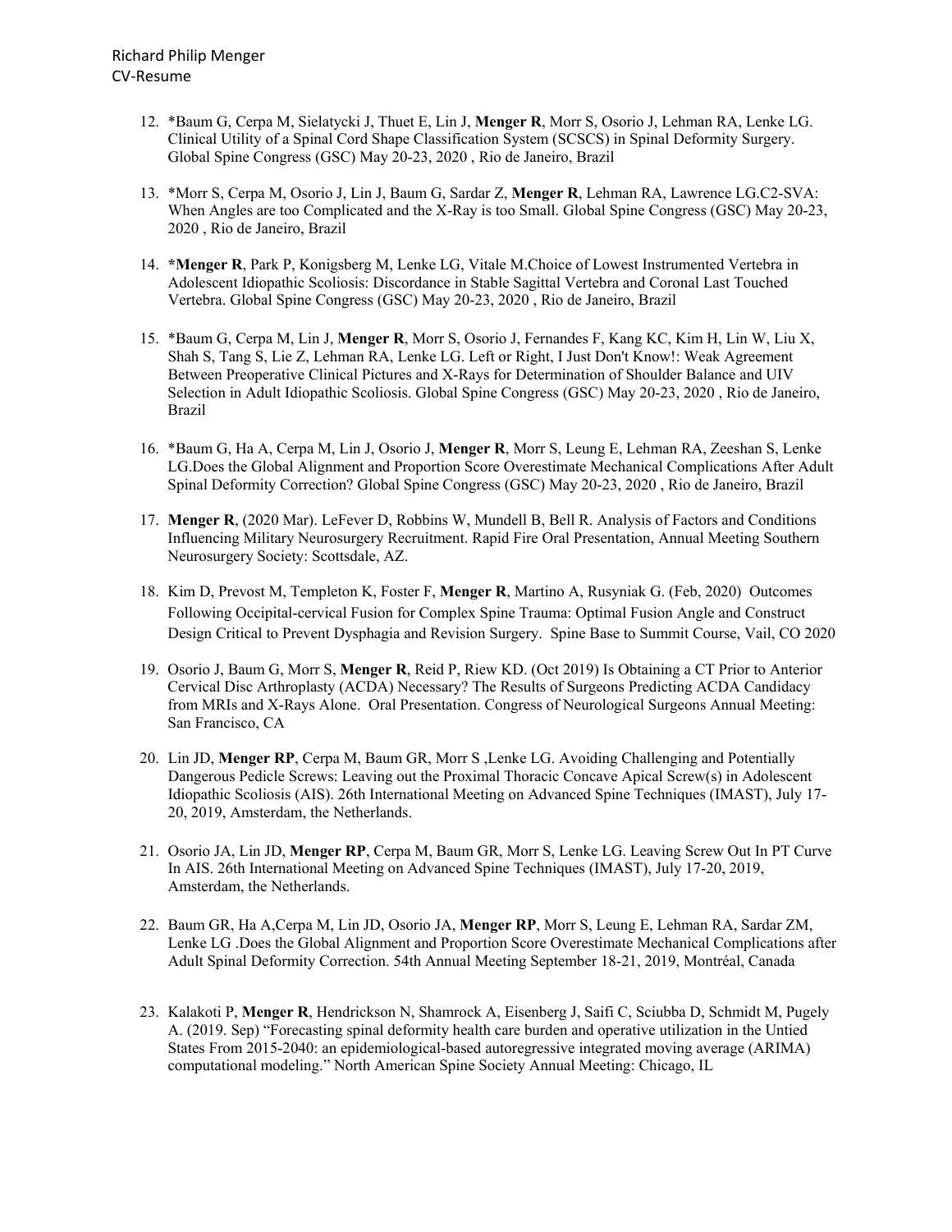12. *Baum G, Cerpa M, Sielatycki J, Thuet E, Lin J, **Menger R**, Morr S, Osorio J, Lehman RA, Lenke LG. Clinical Utility of a Spinal Cord Shape Classification System (SCSCS) in Spinal Deformity Surgery. Global Spine Congress (GSC) May 20-23, 2020 , Rio de Janeiro, Brazil

13. *Morr S, Cerpa M, Osorio J, Lin J, Baum G, Sardar Z, **Menger R**, Lehman RA, Lawrence LG.C2-SVA: When Angles are too Complicated and the X-Ray is too Small. Global Spine Congress (GSC) May 20-23, 2020 , Rio de Janeiro, Brazil

14. ***Menger R**, Park P, Konigsberg M, Lenke LG, Vitale M.Choice of Lowest Instrumented Vertebra in Adolescent Idiopathic Scoliosis: Discordance in Stable Sagittal Vertebra and Coronal Last Touched Vertebra. Global Spine Congress (GSC) May 20-23, 2020 , Rio de Janeiro, Brazil

15. *Baum G, Cerpa M, Lin J, **Menger R**, Morr S, Osorio J, Fernandes F, Kang KC, Kim H, Lin W, Liu X, Shah S, Tang S, Lie Z, Lehman RA, Lenke LG. Left or Right, I Just Don't Know!: Weak Agreement Between Preoperative Clinical Pictures and X-Rays for Determination of Shoulder Balance and UIV Selection in Adult Idiopathic Scoliosis. Global Spine Congress (GSC) May 20-23, 2020 , Rio de Janeiro, Brazil

16. *Baum G, Ha A, Cerpa M, Lin J, Osorio J, **Menger R**, Morr S, Leung E, Lehman RA, Zeeshan S, Lenke LG.Does the Global Alignment and Proportion Score Overestimate Mechanical Complications After Adult Spinal Deformity Correction? Global Spine Congress (GSC) May 20-23, 2020 , Rio de Janeiro, Brazil

17. **Menger R**, (2020 Mar). LeFever D, Robbins W, Mundell B, Bell R. Analysis of Factors and Conditions Influencing Military Neurosurgery Recruitment. Rapid Fire Oral Presentation, Annual Meeting Southern Neurosurgery Society: Scottsdale, AZ.

18. Kim D, Prevost M, Templeton K, Foster F, **Menger R**, Martino A, Rusyniak G. (Feb, 2020) Outcomes Following Occipital-cervical Fusion for Complex Spine Trauma: Optimal Fusion Angle and Construct Design Critical to Prevent Dysphagia and Revision Surgery. Spine Base to Summit Course, Vail, CO 2020

19. Osorio J, Baum G, Morr S, **Menger R**, Reid P, Riew KD. (Oct 2019) Is Obtaining a CT Prior to Anterior Cervical Disc Arthroplasty (ACDA) Necessary? The Results of Surgeons Predicting ACDA Candidacy from MRIs and X-Rays Alone. Oral Presentation. Congress of Neurological Surgeons Annual Meeting: San Francisco, CA

20. Lin JD, **Menger RP**, Cerpa M, Baum GR, Morr S ,Lenke LG. Avoiding Challenging and Potentially Dangerous Pedicle Screws: Leaving out the Proximal Thoracic Concave Apical Screw(s) in Adolescent Idiopathic Scoliosis (AIS). 26th International Meeting on Advanced Spine Techniques (IMAST), July 17-20, 2019, Amsterdam, the Netherlands.

21. Osorio JA, Lin JD, **Menger RP**, Cerpa M, Baum GR, Morr S, Lenke LG. Leaving Screw Out In PT Curve In AIS. 26th International Meeting on Advanced Spine Techniques (IMAST), July 17-20, 2019, Amsterdam, the Netherlands.

22. Baum GR, Ha A,Cerpa M, Lin JD, Osorio JA, **Menger RP**, Morr S, Leung E, Lehman RA, Sardar ZM, Lenke LG .Does the Global Alignment and Proportion Score Overestimate Mechanical Complications after Adult Spinal Deformity Correction. 54th Annual Meeting September 18-21, 2019, Montréal, Canada

23. Kalakoti P, **Menger R**, Hendrickson N, Shamrock A, Eisenberg J, Saifi C, Sciubba D, Schmidt M, Pugely A. (2019. Sep) "Forecasting spinal deformity health care burden and operative utilization in the Untied States From 2015-2040: an epidemiological-based autoregressive integrated moving average (ARIMA) computational modeling." North American Spine Society Annual Meeting: Chicago, IL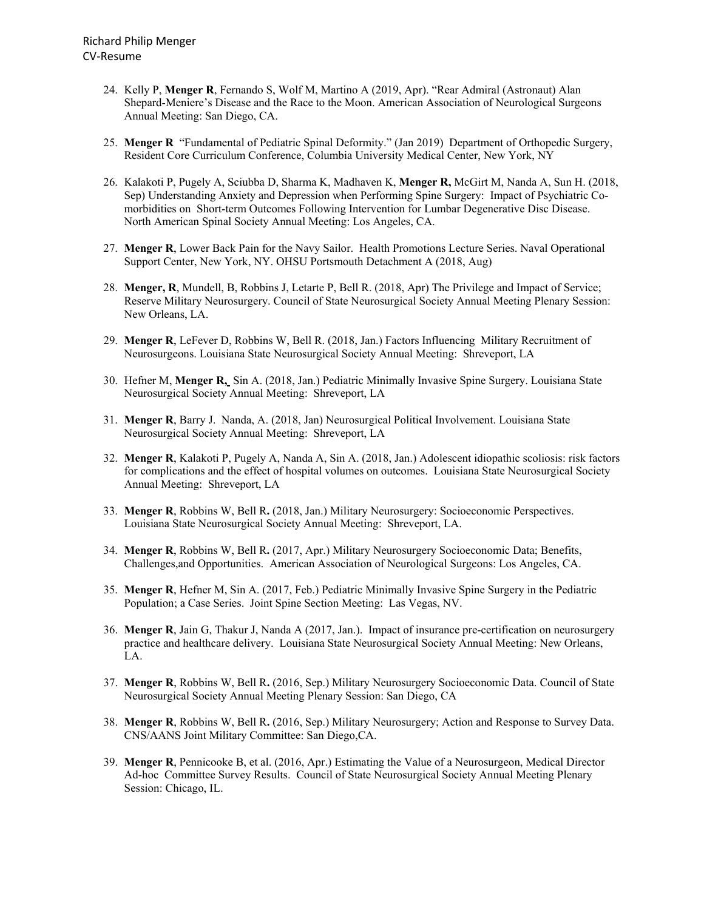24. Kelly P, **Menger R**, Fernando S, Wolf M, Martino A (2019, Apr). "Rear Admiral (Astronaut) Alan Shepard-Meniere's Disease and the Race to the Moon. American Association of Neurological Surgeons Annual Meeting: San Diego, CA.

25. **Menger R** "Fundamental of Pediatric Spinal Deformity." (Jan 2019) Department of Orthopedic Surgery, Resident Core Curriculum Conference, Columbia University Medical Center, New York, NY

26. Kalakoti P, Pugely A, Sciubba D, Sharma K, Madhaven K, **Menger R,** McGirt M, Nanda A, Sun H. (2018, Sep) Understanding Anxiety and Depression when Performing Spine Surgery: Impact of Psychiatric Co-morbidities on Short-term Outcomes Following Intervention for Lumbar Degenerative Disc Disease. North American Spinal Society Annual Meeting: Los Angeles, CA.

27. **Menger R**, Lower Back Pain for the Navy Sailor. Health Promotions Lecture Series. Naval Operational Support Center, New York, NY. OHSU Portsmouth Detachment A (2018, Aug)

28. **Menger, R**, Mundell, B, Robbins J, Letarte P, Bell R. (2018, Apr) The Privilege and Impact of Service; Reserve Military Neurosurgery. Council of State Neurosurgical Society Annual Meeting Plenary Session: New Orleans, LA.

29. **Menger R**, LeFever D, Robbins W, Bell R. (2018, Jan.) Factors Influencing Military Recruitment of Neurosurgeons. Louisiana State Neurosurgical Society Annual Meeting: Shreveport, LA

30. Hefner M, **Menger R,** Sin A. (2018, Jan.) Pediatric Minimally Invasive Spine Surgery. Louisiana State Neurosurgical Society Annual Meeting: Shreveport, LA

31. **Menger R**, Barry J. Nanda, A. (2018, Jan) Neurosurgical Political Involvement. Louisiana State Neurosurgical Society Annual Meeting: Shreveport, LA

32. **Menger R**, Kalakoti P, Pugely A, Nanda A, Sin A. (2018, Jan.) Adolescent idiopathic scoliosis: risk factors for complications and the effect of hospital volumes on outcomes. Louisiana State Neurosurgical Society Annual Meeting: Shreveport, LA

33. **Menger R**, Robbins W, Bell R**.** (2018, Jan.) Military Neurosurgery: Socioeconomic Perspectives. Louisiana State Neurosurgical Society Annual Meeting: Shreveport, LA.

34. **Menger R**, Robbins W, Bell R**.** (2017, Apr.) Military Neurosurgery Socioeconomic Data; Benefits, Challenges,and Opportunities. American Association of Neurological Surgeons: Los Angeles, CA.

35. **Menger R**, Hefner M, Sin A. (2017, Feb.) Pediatric Minimally Invasive Spine Surgery in the Pediatric Population; a Case Series. Joint Spine Section Meeting: Las Vegas, NV.

36. **Menger R**, Jain G, Thakur J, Nanda A (2017, Jan.). Impact of insurance pre-certification on neurosurgery practice and healthcare delivery. Louisiana State Neurosurgical Society Annual Meeting: New Orleans, LA.

37. **Menger R**, Robbins W, Bell R**.** (2016, Sep.) Military Neurosurgery Socioeconomic Data. Council of State Neurosurgical Society Annual Meeting Plenary Session: San Diego, CA

38. **Menger R**, Robbins W, Bell R**.** (2016, Sep.) Military Neurosurgery; Action and Response to Survey Data. CNS/AANS Joint Military Committee: San Diego,CA.

39. **Menger R**, Pennicooke B, et al. (2016, Apr.) Estimating the Value of a Neurosurgeon, Medical Director Ad-hoc Committee Survey Results. Council of State Neurosurgical Society Annual Meeting Plenary Session: Chicago, IL.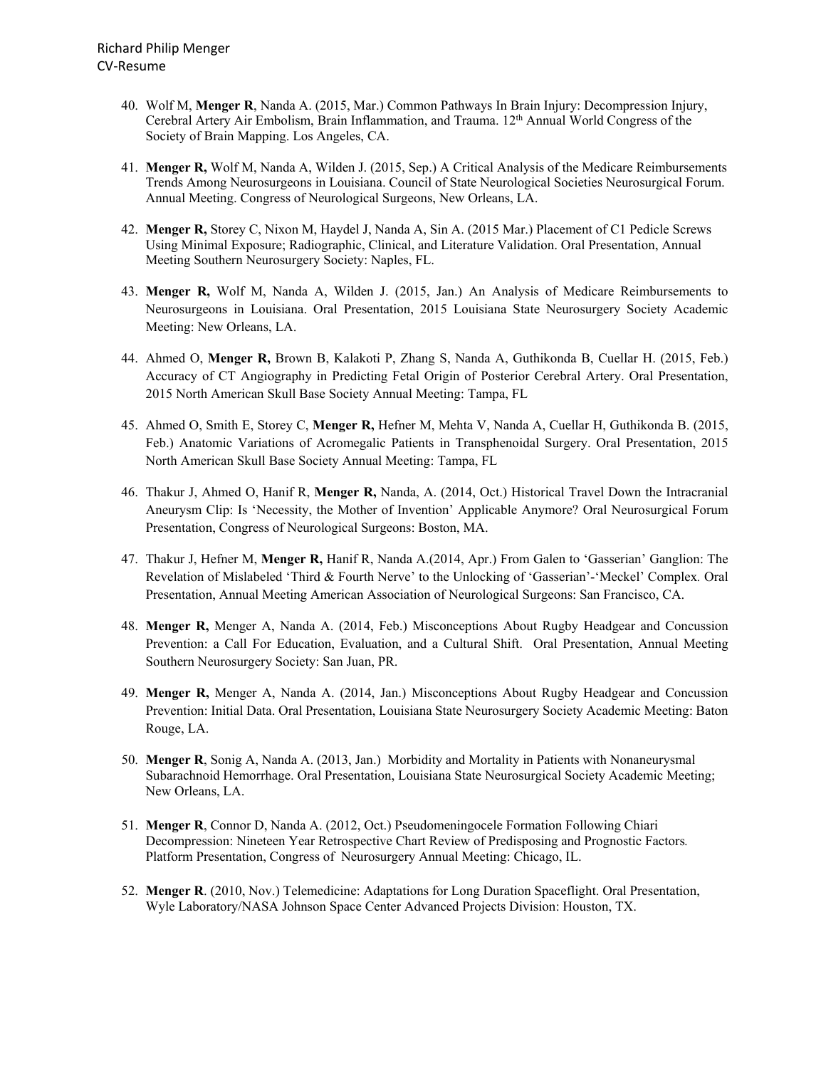40. Wolf M, **Menger R**, Nanda A. (2015, Mar.) Common Pathways In Brain Injury: Decompression Injury, Cerebral Artery Air Embolism, Brain Inflammation, and Trauma. 12th Annual World Congress of the Society of Brain Mapping. Los Angeles, CA.

41. **Menger R,** Wolf M, Nanda A, Wilden J. (2015, Sep.) A Critical Analysis of the Medicare Reimbursements Trends Among Neurosurgeons in Louisiana. Council of State Neurological Societies Neurosurgical Forum. Annual Meeting. Congress of Neurological Surgeons, New Orleans, LA.

42. **Menger R,** Storey C, Nixon M, Haydel J, Nanda A, Sin A. (2015 Mar.) Placement of C1 Pedicle Screws Using Minimal Exposure; Radiographic, Clinical, and Literature Validation. Oral Presentation, Annual Meeting Southern Neurosurgery Society: Naples, FL.

43. **Menger R,** Wolf M, Nanda A, Wilden J. (2015, Jan.) An Analysis of Medicare Reimbursements to Neurosurgeons in Louisiana. Oral Presentation, 2015 Louisiana State Neurosurgery Society Academic Meeting: New Orleans, LA.

44. Ahmed O, **Menger R,** Brown B, Kalakoti P, Zhang S, Nanda A, Guthikonda B, Cuellar H. (2015, Feb.) Accuracy of CT Angiography in Predicting Fetal Origin of Posterior Cerebral Artery. Oral Presentation, 2015 North American Skull Base Society Annual Meeting: Tampa, FL

45. Ahmed O, Smith E, Storey C, **Menger R,** Hefner M, Mehta V, Nanda A, Cuellar H, Guthikonda B. (2015, Feb.) Anatomic Variations of Acromegalic Patients in Transphenoidal Surgery. Oral Presentation, 2015 North American Skull Base Society Annual Meeting: Tampa, FL

46. Thakur J, Ahmed O, Hanif R, **Menger R,** Nanda, A. (2014, Oct.) Historical Travel Down the Intracranial Aneurysm Clip: Is 'Necessity, the Mother of Invention' Applicable Anymore? Oral Neurosurgical Forum Presentation, Congress of Neurological Surgeons: Boston, MA.

47. Thakur J, Hefner M, **Menger R,** Hanif R, Nanda A.(2014, Apr.) From Galen to 'Gasserian' Ganglion: The Revelation of Mislabeled 'Third & Fourth Nerve' to the Unlocking of 'Gasserian'-'Meckel' Complex. Oral Presentation, Annual Meeting American Association of Neurological Surgeons: San Francisco, CA.

48. **Menger R,** Menger A, Nanda A. (2014, Feb.) Misconceptions About Rugby Headgear and Concussion Prevention: a Call For Education, Evaluation, and a Cultural Shift. Oral Presentation, Annual Meeting Southern Neurosurgery Society: San Juan, PR.

49. **Menger R,** Menger A, Nanda A. (2014, Jan.) Misconceptions About Rugby Headgear and Concussion Prevention: Initial Data. Oral Presentation, Louisiana State Neurosurgery Society Academic Meeting: Baton Rouge, LA.

50. **Menger R**, Sonig A, Nanda A. (2013, Jan.) Morbidity and Mortality in Patients with Nonaneurysmal Subarachnoid Hemorrhage. Oral Presentation, Louisiana State Neurosurgical Society Academic Meeting; New Orleans, LA.

51. **Menger R**, Connor D, Nanda A. (2012, Oct.) Pseudomeningocele Formation Following Chiari Decompression: Nineteen Year Retrospective Chart Review of Predisposing and Prognostic Factors. Platform Presentation, Congress of Neurosurgery Annual Meeting: Chicago, IL.

52. **Menger R**. (2010, Nov.) Telemedicine: Adaptations for Long Duration Spaceflight. Oral Presentation, Wyle Laboratory/NASA Johnson Space Center Advanced Projects Division: Houston, TX.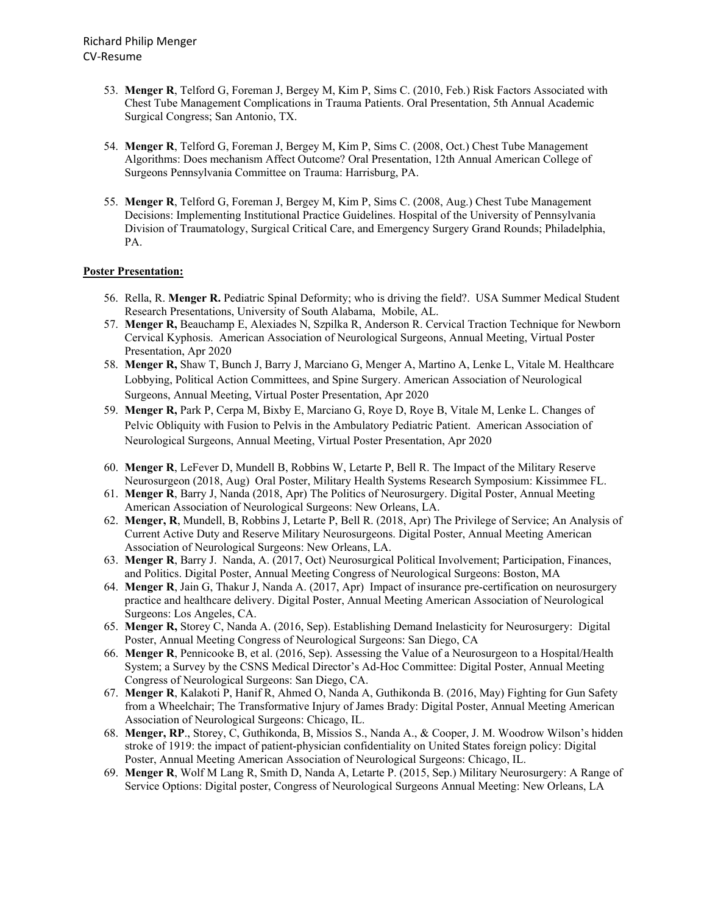53. **Menger R**, Telford G, Foreman J, Bergey M, Kim P, Sims C. (2010, Feb.) Risk Factors Associated with Chest Tube Management Complications in Trauma Patients. Oral Presentation, 5th Annual Academic Surgical Congress; San Antonio, TX.

54. **Menger R**, Telford G, Foreman J, Bergey M, Kim P, Sims C. (2008, Oct.) Chest Tube Management Algorithms: Does mechanism Affect Outcome? Oral Presentation, 12th Annual American College of Surgeons Pennsylvania Committee on Trauma: Harrisburg, PA.

55. **Menger R**, Telford G, Foreman J, Bergey M, Kim P, Sims C. (2008, Aug.) Chest Tube Management Decisions: Implementing Institutional Practice Guidelines. Hospital of the University of Pennsylvania Division of Traumatology, Surgical Critical Care, and Emergency Surgery Grand Rounds; Philadelphia, PA.

**Poster Presentation:**

56. Rella, R. **Menger R.** Pediatric Spinal Deformity; who is driving the field?. USA Summer Medical Student Research Presentations, University of South Alabama, Mobile, AL.
57. **Menger R,** Beauchamp E, Alexiades N, Szpilka R, Anderson R. Cervical Traction Technique for Newborn Cervical Kyphosis. American Association of Neurological Surgeons, Annual Meeting, Virtual Poster Presentation, Apr 2020
58. **Menger R,** Shaw T, Bunch J, Barry J, Marciano G, Menger A, Martino A, Lenke L, Vitale M. Healthcare Lobbying, Political Action Committees, and Spine Surgery. American Association of Neurological Surgeons, Annual Meeting, Virtual Poster Presentation, Apr 2020
59. **Menger R,** Park P, Cerpa M, Bixby E, Marciano G, Roye D, Roye B, Vitale M, Lenke L. Changes of Pelvic Obliquity with Fusion to Pelvis in the Ambulatory Pediatric Patient. American Association of Neurological Surgeons, Annual Meeting, Virtual Poster Presentation, Apr 2020
60. **Menger R**, LeFever D, Mundell B, Robbins W, Letarte P, Bell R. The Impact of the Military Reserve Neurosurgeon (2018, Aug) Oral Poster, Military Health Systems Research Symposium: Kissimmee FL.
61. **Menger R**, Barry J, Nanda (2018, Apr) The Politics of Neurosurgery. Digital Poster, Annual Meeting American Association of Neurological Surgeons: New Orleans, LA.
62. **Menger, R**, Mundell, B, Robbins J, Letarte P, Bell R. (2018, Apr) The Privilege of Service; An Analysis of Current Active Duty and Reserve Military Neurosurgeons. Digital Poster, Annual Meeting American Association of Neurological Surgeons: New Orleans, LA.
63. **Menger R**, Barry J. Nanda, A. (2017, Oct) Neurosurgical Political Involvement; Participation, Finances, and Politics. Digital Poster, Annual Meeting Congress of Neurological Surgeons: Boston, MA
64. **Menger R**, Jain G, Thakur J, Nanda A. (2017, Apr) Impact of insurance pre-certification on neurosurgery practice and healthcare delivery. Digital Poster, Annual Meeting American Association of Neurological Surgeons: Los Angeles, CA.
65. **Menger R,** Storey C, Nanda A. (2016, Sep). Establishing Demand Inelasticity for Neurosurgery: Digital Poster, Annual Meeting Congress of Neurological Surgeons: San Diego, CA
66. **Menger R**, Pennicooke B, et al. (2016, Sep). Assessing the Value of a Neurosurgeon to a Hospital/Health System; a Survey by the CSNS Medical Director's Ad-Hoc Committee: Digital Poster, Annual Meeting Congress of Neurological Surgeons: San Diego, CA.
67. **Menger R**, Kalakoti P, Hanif R, Ahmed O, Nanda A, Guthikonda B. (2016, May) Fighting for Gun Safety from a Wheelchair; The Transformative Injury of James Brady: Digital Poster, Annual Meeting American Association of Neurological Surgeons: Chicago, IL.
68. **Menger, RP**., Storey, C, Guthikonda, B, Missios S., Nanda A., & Cooper, J. M. Woodrow Wilson's hidden stroke of 1919: the impact of patient-physician confidentiality on United States foreign policy: Digital Poster, Annual Meeting American Association of Neurological Surgeons: Chicago, IL.
69. **Menger R**, Wolf M Lang R, Smith D, Nanda A, Letarte P. (2015, Sep.) Military Neurosurgery: A Range of Service Options: Digital poster, Congress of Neurological Surgeons Annual Meeting: New Orleans, LA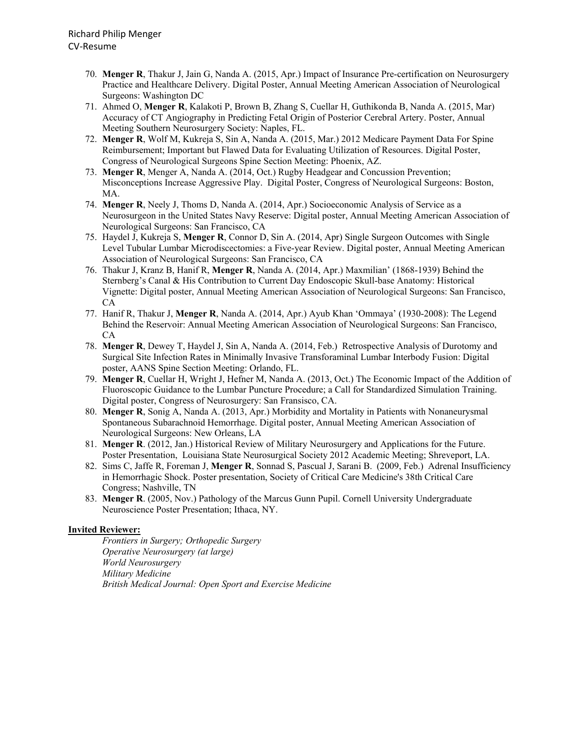70. **Menger R**, Thakur J, Jain G, Nanda A. (2015, Apr.) Impact of Insurance Pre-certification on Neurosurgery Practice and Healthcare Delivery. Digital Poster, Annual Meeting American Association of Neurological Surgeons: Washington DC
71. Ahmed O, **Menger R**, Kalakoti P, Brown B, Zhang S, Cuellar H, Guthikonda B, Nanda A. (2015, Mar) Accuracy of CT Angiography in Predicting Fetal Origin of Posterior Cerebral Artery. Poster, Annual Meeting Southern Neurosurgery Society: Naples, FL.
72. **Menger R**, Wolf M, Kukreja S, Sin A, Nanda A. (2015, Mar.) 2012 Medicare Payment Data For Spine Reimbursement; Important but Flawed Data for Evaluating Utilization of Resources. Digital Poster, Congress of Neurological Surgeons Spine Section Meeting: Phoenix, AZ.
73. **Menger R**, Menger A, Nanda A. (2014, Oct.) Rugby Headgear and Concussion Prevention; Misconceptions Increase Aggressive Play. Digital Poster, Congress of Neurological Surgeons: Boston, MA.
74. **Menger R**, Neely J, Thoms D, Nanda A. (2014, Apr.) Socioeconomic Analysis of Service as a Neurosurgeon in the United States Navy Reserve: Digital poster, Annual Meeting American Association of Neurological Surgeons: San Francisco, CA
75. Haydel J, Kukreja S, **Menger R**, Connor D, Sin A. (2014, Apr) Single Surgeon Outcomes with Single Level Tubular Lumbar Microdiscectomies: a Five-year Review. Digital poster, Annual Meeting American Association of Neurological Surgeons: San Francisco, CA
76. Thakur J, Kranz B, Hanif R, **Menger R**, Nanda A. (2014, Apr.) Maxmilian' (1868-1939) Behind the Sternberg's Canal & His Contribution to Current Day Endoscopic Skull-base Anatomy: Historical Vignette: Digital poster, Annual Meeting American Association of Neurological Surgeons: San Francisco, CA
77. Hanif R, Thakur J, **Menger R**, Nanda A. (2014, Apr.) Ayub Khan 'Ommaya' (1930-2008): The Legend Behind the Reservoir: Annual Meeting American Association of Neurological Surgeons: San Francisco, CA
78. **Menger R**, Dewey T, Haydel J, Sin A, Nanda A. (2014, Feb.) Retrospective Analysis of Durotomy and Surgical Site Infection Rates in Minimally Invasive Transforaminal Lumbar Interbody Fusion: Digital poster, AANS Spine Section Meeting: Orlando, FL.
79. **Menger R**, Cuellar H, Wright J, Hefner M, Nanda A. (2013, Oct.) The Economic Impact of the Addition of Fluoroscopic Guidance to the Lumbar Puncture Procedure; a Call for Standardized Simulation Training. Digital poster, Congress of Neurosurgery: San Fransisco, CA.
80. **Menger R**, Sonig A, Nanda A. (2013, Apr.) Morbidity and Mortality in Patients with Nonaneurysmal Spontaneous Subarachnoid Hemorrhage. Digital poster, Annual Meeting American Association of Neurological Surgeons: New Orleans, LA
81. **Menger R**. (2012, Jan.) Historical Review of Military Neurosurgery and Applications for the Future. Poster Presentation, Louisiana State Neurosurgical Society 2012 Academic Meeting; Shreveport, LA.
82. Sims C, Jaffe R, Foreman J, **Menger R**, Sonnad S, Pascual J, Sarani B. (2009, Feb.) Adrenal Insufficiency in Hemorrhagic Shock. Poster presentation, Society of Critical Care Medicine's 38th Critical Care Congress; Nashville, TN
83. **Menger R**. (2005, Nov.) Pathology of the Marcus Gunn Pupil. Cornell University Undergraduate Neuroscience Poster Presentation; Ithaca, NY.

**Invited Reviewer:**

*Frontiers in Surgery; Orthopedic Surgery*
*Operative Neurosurgery (at large)*
*World Neurosurgery*
*Military Medicine*
*British Medical Journal: Open Sport and Exercise Medicine*